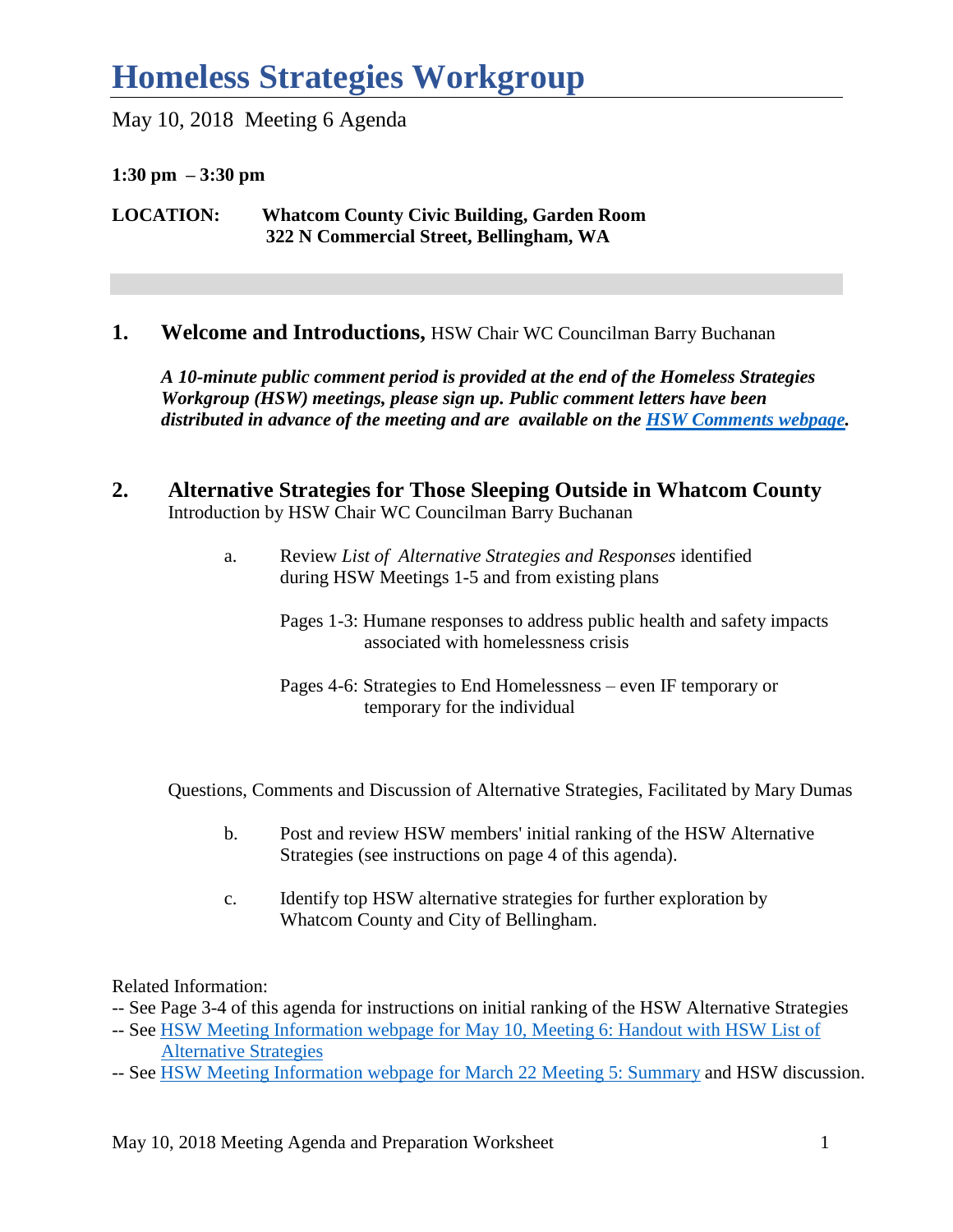# Homeless Strategies Workgroup

May 10, 2018 Meeting 6 Agenda

**1:30 pm – 3:30 pm**

**LOCATION:** **Whatcom County Civic Building, Garden Room**
**322 N Commercial Street, Bellingham, WA**

1. **Welcome and Introductions,** HSW Chair WC Councilman Barry Buchanan

   ***A 10-minute public comment period is provided at the end of the Homeless Strategies Workgroup (HSW) meetings, please sign up. Public comment letters have been distributed in advance of the meeting and are available on the [HSW Comments webpage](HSW Comments webpage).***

2. **Alternative Strategies for Those Sleeping Outside in Whatcom County**
   Introduction by HSW Chair WC Councilman Barry Buchanan

   a. Review *List of Alternative Strategies and Responses* identified during HSW Meetings 1-5 and from existing plans

      Pages 1-3: Humane responses to address public health and safety impacts associated with homelessness crisis

      Pages 4-6: Strategies to End Homelessness – even IF temporary or temporary for the individual

   Questions, Comments and Discussion of Alternative Strategies, Facilitated by Mary Dumas

   b. Post and review HSW members' initial ranking of the HSW Alternative Strategies (see instructions on page 4 of this agenda).

   c. Identify top HSW alternative strategies for further exploration by Whatcom County and City of Bellingham.

Related Information:

-- See Page 3-4 of this agenda for instructions on initial ranking of the HSW Alternative Strategies
-- See HSW Meeting Information webpage for May 10, Meeting 6: Handout with HSW List of Alternative Strategies
-- See HSW Meeting Information webpage for March 22 Meeting 5: Summary and HSW discussion.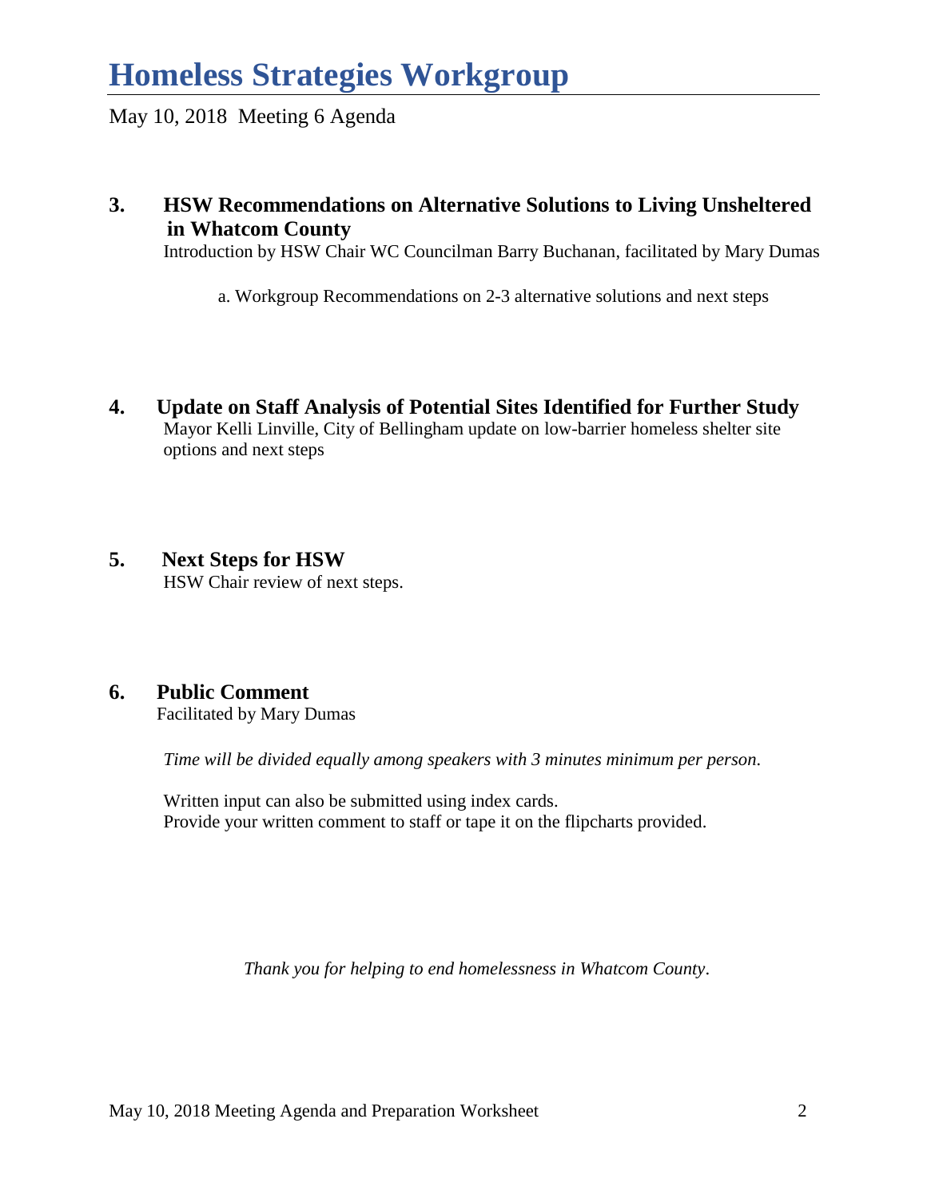# Homeless Strategies Workgroup

May 10, 2018 Meeting 6 Agenda

## 3. HSW Recommendations on Alternative Solutions to Living Unsheltered in Whatcom County

Introduction by HSW Chair WC Councilman Barry Buchanan, facilitated by Mary Dumas

a. Workgroup Recommendations on 2-3 alternative solutions and next steps

## 4. Update on Staff Analysis of Potential Sites Identified for Further Study

Mayor Kelli Linville, City of Bellingham update on low-barrier homeless shelter site options and next steps

## 5. Next Steps for HSW

HSW Chair review of next steps.

## 6. Public Comment

Facilitated by Mary Dumas

*Time will be divided equally among speakers with 3 minutes minimum per person.*

Written input can also be submitted using index cards.
Provide your written comment to staff or tape it on the flipcharts provided.

*Thank you for helping to end homelessness in Whatcom County*.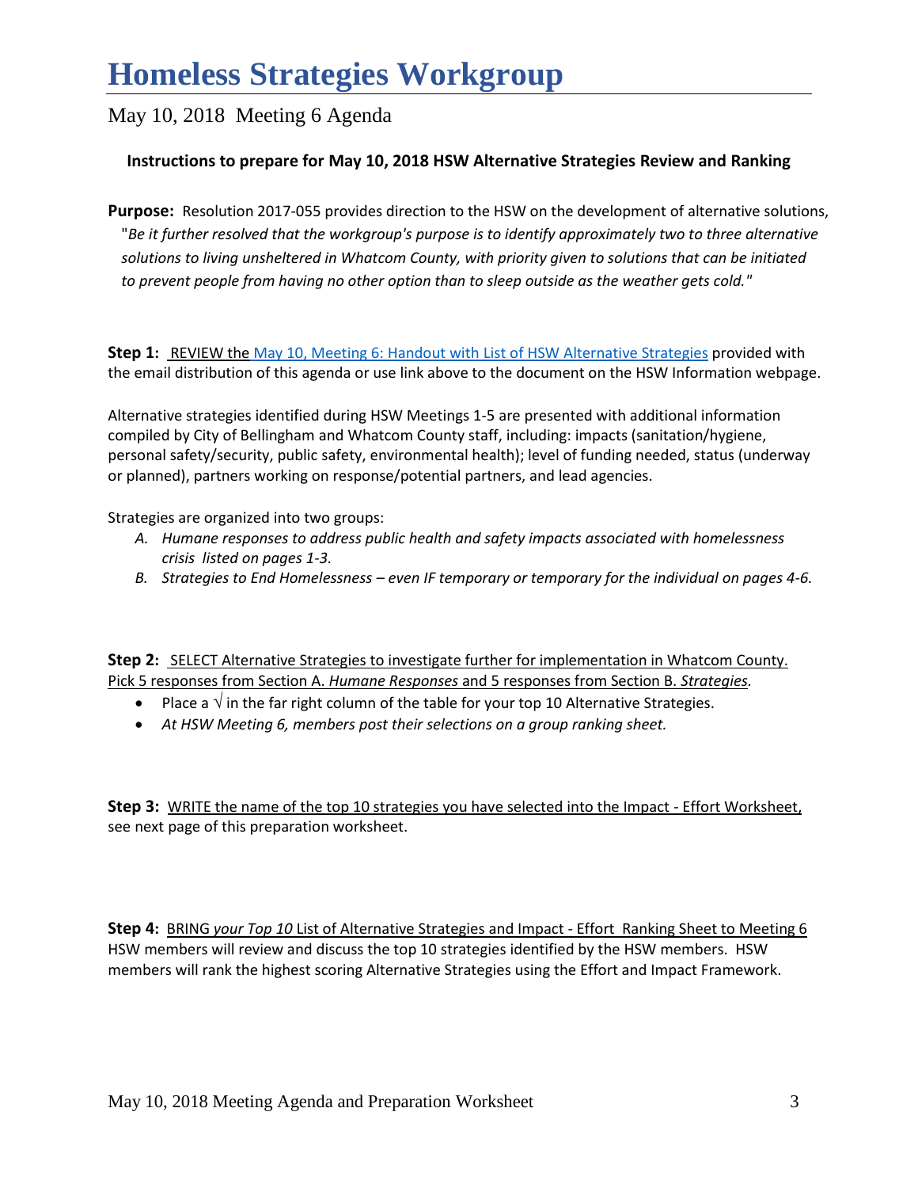# Homeless Strategies Workgroup

May 10, 2018 Meeting 6 Agenda

**Instructions to prepare for May 10, 2018 HSW Alternative Strategies Review and Ranking**

**Purpose:** Resolution 2017-055 provides direction to the HSW on the development of alternative solutions, "*Be it further resolved that the workgroup's purpose is to identify approximately two to three alternative solutions to living unsheltered in Whatcom County, with priority given to solutions that can be initiated to prevent people from having no other option than to sleep outside as the weather gets cold.*"

**Step 1:** REVIEW the May 10, Meeting 6: Handout with List of HSW Alternative Strategies provided with the email distribution of this agenda or use link above to the document on the HSW Information webpage.

Alternative strategies identified during HSW Meetings 1-5 are presented with additional information compiled by City of Bellingham and Whatcom County staff, including: impacts (sanitation/hygiene, personal safety/security, public safety, environmental health); level of funding needed, status (underway or planned), partners working on response/potential partners, and lead agencies.

Strategies are organized into two groups:

A. *Humane responses to address public health and safety impacts associated with homelessness crisis listed on pages 1-3.*
B. *Strategies to End Homelessness – even IF temporary or temporary for the individual on pages 4-6.*

**Step 2:** SELECT Alternative Strategies to investigate further for implementation in Whatcom County. Pick 5 responses from Section A. *Humane Responses* and 5 responses from Section B. *Strategies.*

- Place a √ in the far right column of the table for your top 10 Alternative Strategies.
- *At HSW Meeting 6, members post their selections on a group ranking sheet.*

**Step 3:** WRITE the name of the top 10 strategies you have selected into the Impact - Effort Worksheet, see next page of this preparation worksheet.

**Step 4:** BRING *your Top 10* List of Alternative Strategies and Impact - Effort Ranking Sheet to Meeting 6 HSW members will review and discuss the top 10 strategies identified by the HSW members. HSW members will rank the highest scoring Alternative Strategies using the Effort and Impact Framework.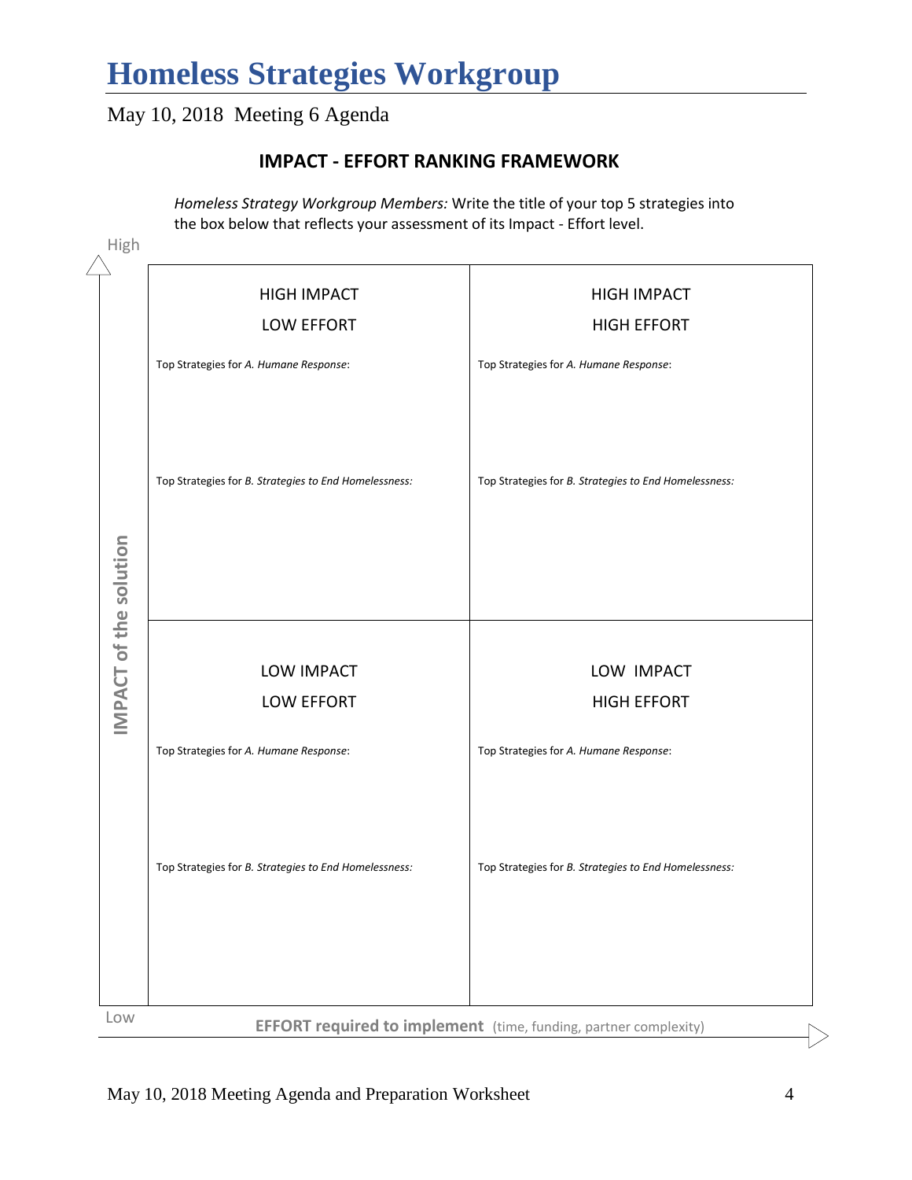# Homeless Strategies Workgroup

May 10, 2018 Meeting 6 Agenda

### IMPACT - EFFORT RANKING FRAMEWORK

*Homeless Strategy Workgroup Members:* Write the title of your top 5 strategies into the box below that reflects your assessment of its Impact - Effort level.

High

IMPACT of the solution

| | |
|---|---|
| HIGH IMPACT<br>LOW EFFORT<br><br>Top Strategies for *A. Humane Response*:<br><br>Top Strategies for *B. Strategies to End Homelessness:* | HIGH IMPACT<br>HIGH EFFORT<br><br>Top Strategies for *A. Humane Response*:<br><br>Top Strategies for *B. Strategies to End Homelessness:* |
| LOW IMPACT<br>LOW EFFORT<br><br>Top Strategies for *A. Humane Response*:<br><br>Top Strategies for *B. Strategies to End Homelessness:* | LOW IMPACT<br>HIGH EFFORT<br><br>Top Strategies for *A. Humane Response*:<br><br>Top Strategies for *B. Strategies to End Homelessness:* |

Low

**EFFORT required to implement** (time, funding, partner complexity)